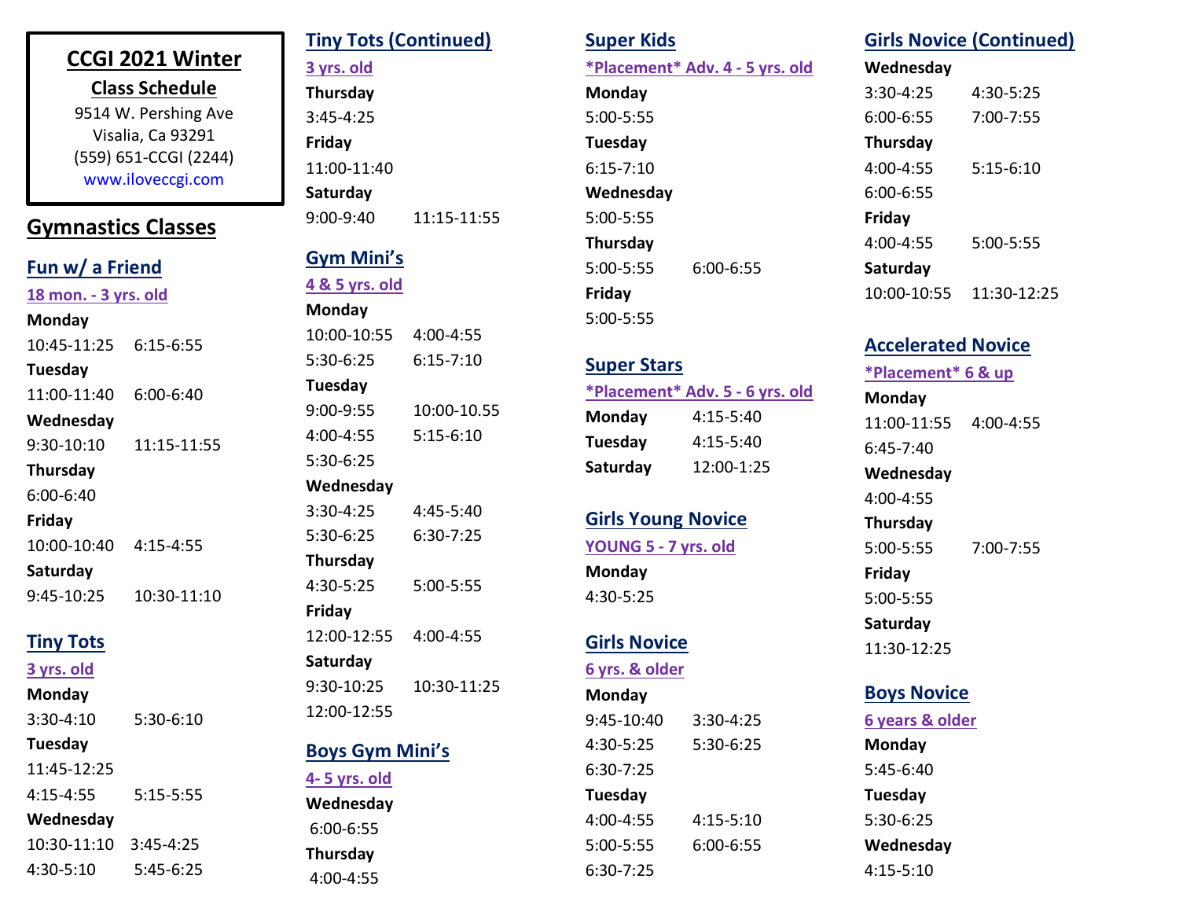# CCGI 2021 Winter

## Class Schedule

9514 W. Pershing Ave
Visalia, Ca 93291
(559) 651-CCGI (2244)
www.iloveccgi.com

## Gymnastics Classes

### Fun w/ a Friend

18 mon. - 3 yrs. old

**Monday**
10:45-11:25 6:15-6:55

**Tuesday**
11:00-11:40 6:00-6:40

**Wednesday**
9:30-10:10 11:15-11:55

**Thursday**
6:00-6:40

**Friday**
10:00-10:40 4:15-4:55

**Saturday**
9:45-10:25 10:30-11:10

### Tiny Tots

3 yrs. old

**Monday**
3:30-4:10 5:30-6:10

**Tuesday**
11:45-12:25
4:15-4:55 5:15-5:55

**Wednesday**
10:30-11:10 3:45-4:25
4:30-5:10 5:45-6:25

### Tiny Tots (Continued)

3 yrs. old

**Thursday**
3:45-4:25

**Friday**
11:00-11:40

**Saturday**
9:00-9:40 11:15-11:55

### Gym Mini's

4 & 5 yrs. old

**Monday**
10:00-10:55 4:00-4:55
5:30-6:25 6:15-7:10

**Tuesday**
9:00-9:55 10:00-10.55
4:00-4:55 5:15-6:10
5:30-6:25

**Wednesday**
3:30-4:25 4:45-5:40
5:30-6:25 6:30-7:25

**Thursday**
4:30-5:25 5:00-5:55

**Friday**
12:00-12:55 4:00-4:55

**Saturday**
9:30-10:25 10:30-11:25
12:00-12:55

### Boys Gym Mini's

4- 5 yrs. old

**Wednesday**
6:00-6:55

**Thursday**
4:00-4:55

### Super Kids

*Placement* Adv. 4 - 5 yrs. old

**Monday**
5:00-5:55

**Tuesday**
6:15-7:10

**Wednesday**
5:00-5:55

**Thursday**
5:00-5:55 6:00-6:55

**Friday**
5:00-5:55

### Super Stars

*Placement* Adv. 5 - 6 yrs. old

**Monday** 4:15-5:40
**Tuesday** 4:15-5:40
**Saturday** 12:00-1:25

### Girls Young Novice

YOUNG 5 - 7 yrs. old

**Monday**
4:30-5:25

### Girls Novice

6 yrs. & older

**Monday**
9:45-10:40 3:30-4:25
4:30-5:25 5:30-6:25
6:30-7:25

**Tuesday**
4:00-4:55 4:15-5:10
5:00-5:55 6:00-6:55
6:30-7:25

### Girls Novice (Continued)

**Wednesday**
3:30-4:25 4:30-5:25
6:00-6:55 7:00-7:55

**Thursday**
4:00-4:55 5:15-6:10
6:00-6:55

**Friday**
4:00-4:55 5:00-5:55

**Saturday**
10:00-10:55 11:30-12:25

### Accelerated Novice

*Placement* 6 & up

**Monday**
11:00-11:55 4:00-4:55
6:45-7:40

**Wednesday**
4:00-4:55

**Thursday**
5:00-5:55 7:00-7:55

**Friday**
5:00-5:55

**Saturday**
11:30-12:25

### Boys Novice

6 years & older

**Monday**
5:45-6:40

**Tuesday**
5:30-6:25

**Wednesday**
4:15-5:10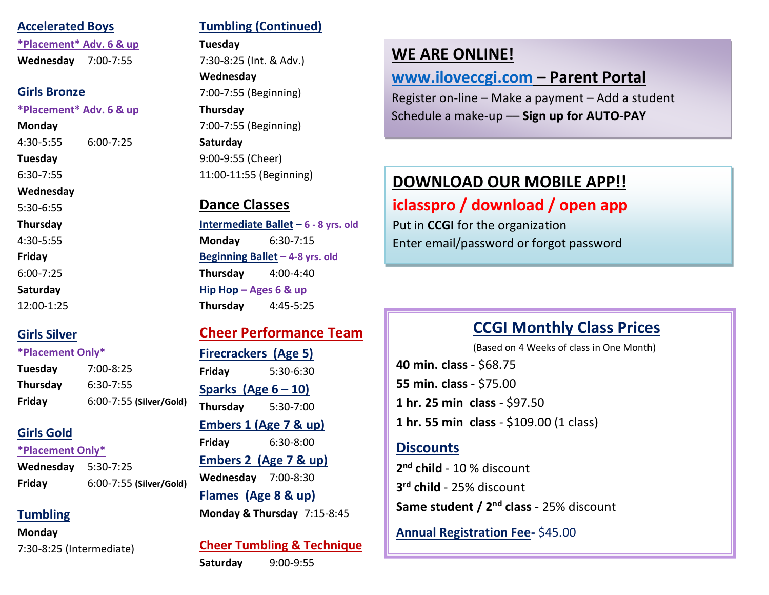## Accelerated Boys

*Placement* Adv. 6 & up

**Wednesday** 7:00-7:55

## Girls Bronze

*Placement* Adv. 6 & up

**Monday**
4:30-5:55 6:00-7:25

**Tuesday**
6:30-7:55

**Wednesday**
5:30-6:55

**Thursday**
4:30-5:55

**Friday**
6:00-7:25

**Saturday**
12:00-1:25

## Girls Silver

*Placement Only*

**Tuesday** 7:00-8:25
**Thursday** 6:30-7:55
**Friday** 6:00-7:55 **(Silver/Gold)**

## Girls Gold

*Placement Only*

**Wednesday** 5:30-7:25
**Friday** 6:00-7:55 **(Silver/Gold)**

## Tumbling

**Monday**
7:30-8:25 (Intermediate)

## Tumbling (Continued)

**Tuesday**
7:30-8:25 (Int. & Adv.)

**Wednesday**
7:00-7:55 (Beginning)

**Thursday**
7:00-7:55 (Beginning)

**Saturday**
9:00-9:55 (Cheer)
11:00-11:55 (Beginning)

## Dance Classes

**Intermediate Ballet – 6 - 8 yrs. old**
**Monday** 6:30-7:15

**Beginning Ballet – 4-8 yrs. old**
**Thursday** 4:00-4:40

**Hip Hop – Ages 6 & up**
**Thursday** 4:45-5:25

## Cheer Performance Team

**Firecrackers (Age 5)**
**Friday** 5:30-6:30

**Sparks (Age 6 – 10)**
**Thursday** 5:30-7:00

**Embers 1 (Age 7 & up)**
**Friday** 6:30-8:00

**Embers 2 (Age 7 & up)**
**Wednesday** 7:00-8:30

**Flames (Age 8 & up)**
**Monday & Thursday** 7:15-8:45

## Cheer Tumbling & Technique

**Saturday** 9:00-9:55

## WE ARE ONLINE!

**www.iloveccgi.com – Parent Portal**

Register on-line – Make a payment – Add a student
Schedule a make-up –– **Sign up for AUTO-PAY**

## DOWNLOAD OUR MOBILE APP!!

**iclasspro / download / open app**

Put in **CCGI** for the organization
Enter email/password or forgot password

## CCGI Monthly Class Prices

(Based on 4 Weeks of class in One Month)

**40 min. class** - $68.75
**55 min. class** - $75.00
**1 hr. 25 min class** - $97.50
**1 hr. 55 min class** - $109.00 (1 class)

### Discounts

**2nd child** - 10 % discount
**3rd child** - 25% discount
**Same student / 2nd class** - 25% discount

**Annual Registration Fee-** $45.00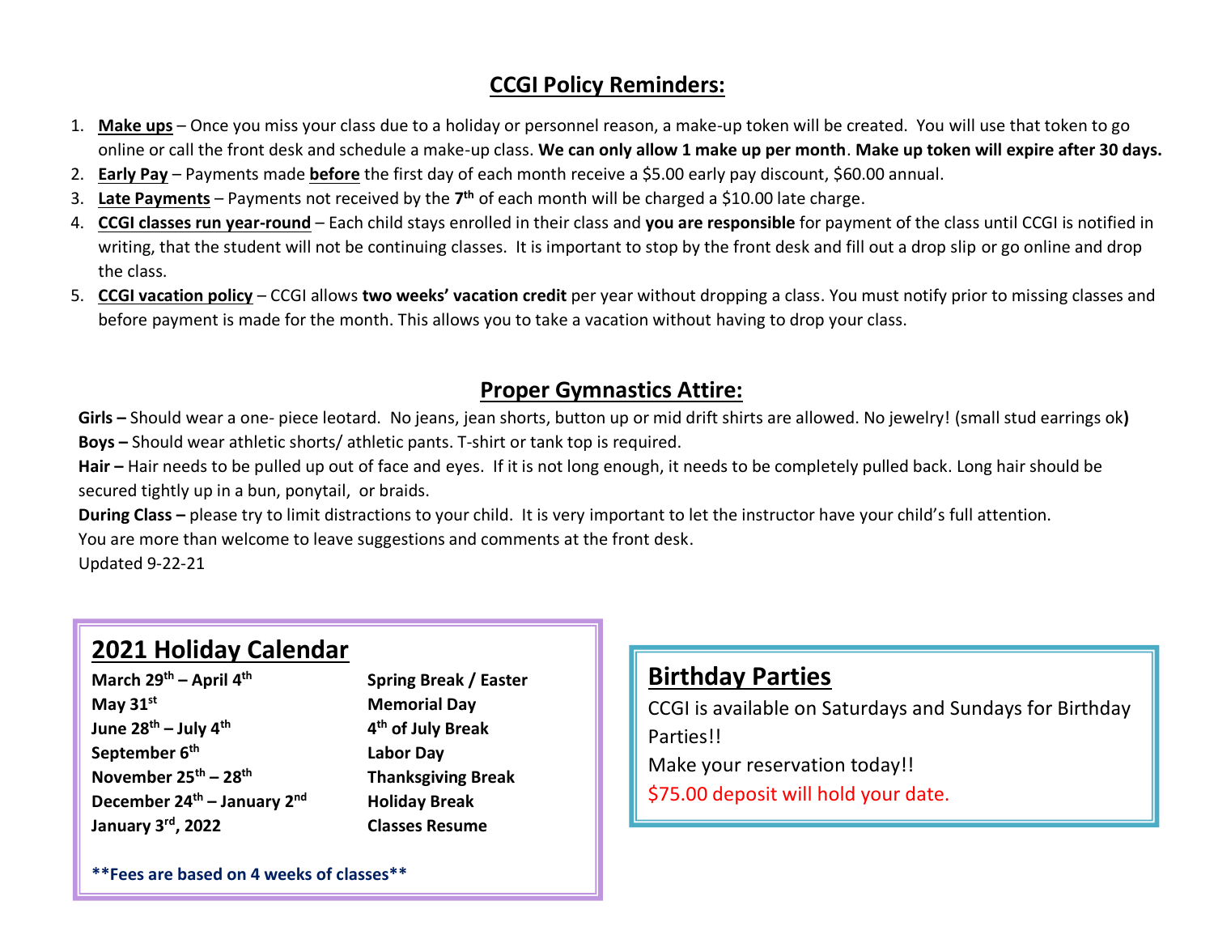## CCGI Policy Reminders:

1. **Make ups** – Once you miss your class due to a holiday or personnel reason, a make-up token will be created. You will use that token to go online or call the front desk and schedule a make-up class. **We can only allow 1 make up per month**. **Make up token will expire after 30 days.**
2. **Early Pay** – Payments made **before** the first day of each month receive a $5.00 early pay discount, $60.00 annual.
3. **Late Payments** – Payments not received by the **7th** of each month will be charged a $10.00 late charge.
4. **CCGI classes run year-round** – Each child stays enrolled in their class and **you are responsible** for payment of the class until CCGI is notified in writing, that the student will not be continuing classes. It is important to stop by the front desk and fill out a drop slip or go online and drop the class.
5. **CCGI vacation policy** – CCGI allows **two weeks' vacation credit** per year without dropping a class. You must notify prior to missing classes and before payment is made for the month. This allows you to take a vacation without having to drop your class.

## Proper Gymnastics Attire:

**Girls –** Should wear a one- piece leotard. No jeans, jean shorts, button up or mid drift shirts are allowed. No jewelry! (small stud earrings ok**)**

**Boys –** Should wear athletic shorts/ athletic pants. T-shirt or tank top is required.

**Hair –** Hair needs to be pulled up out of face and eyes. If it is not long enough, it needs to be completely pulled back. Long hair should be secured tightly up in a bun, ponytail, or braids.

**During Class –** please try to limit distractions to your child. It is very important to let the instructor have your child's full attention.

You are more than welcome to leave suggestions and comments at the front desk.

Updated 9-22-21

## 2021 Holiday Calendar

| | |
|---|---|
| **March 29th – April 4th** | **Spring Break / Easter** |
| **May 31st** | **Memorial Day** |
| **June 28th – July 4th** | **4th of July Break** |
| **September 6th** | **Labor Day** |
| **November 25th – 28th** | **Thanksgiving Break** |
| **December 24th – January 2nd** | **Holiday Break** |
| **January 3rd, 2022** | **Classes Resume** |

****Fees are based on 4 weeks of classes****

## Birthday Parties

CCGI is available on Saturdays and Sundays for Birthday Parties!!

Make your reservation today!!

$75.00 deposit will hold your date.